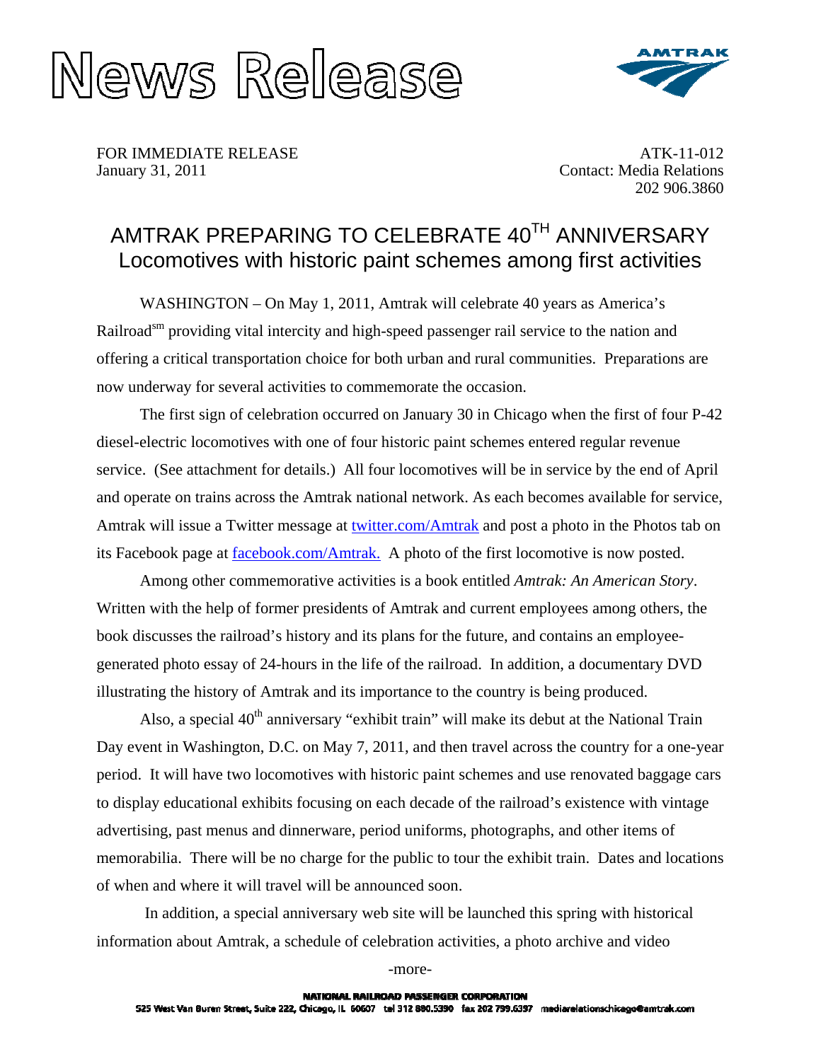# News Release

AMTRAK

FOR IMMEDIATE RELEASE
January 31, 2011

ATK-11-012
Contact: Media Relations
202 906.3860

## AMTRAK PREPARING TO CELEBRATE 40TH ANNIVERSARY
### Locomotives with historic paint schemes among first activities

WASHINGTON – On May 1, 2011, Amtrak will celebrate 40 years as America's Railroad[sm] providing vital intercity and high-speed passenger rail service to the nation and offering a critical transportation choice for both urban and rural communities. Preparations are now underway for several activities to commemorate the occasion.

The first sign of celebration occurred on January 30 in Chicago when the first of four P-42 diesel-electric locomotives with one of four historic paint schemes entered regular revenue service. (See attachment for details.) All four locomotives will be in service by the end of April and operate on trains across the Amtrak national network. As each becomes available for service, Amtrak will issue a Twitter message at twitter.com/Amtrak and post a photo in the Photos tab on its Facebook page at facebook.com/Amtrak. A photo of the first locomotive is now posted.

Among other commemorative activities is a book entitled *Amtrak: An American Story*. Written with the help of former presidents of Amtrak and current employees among others, the book discusses the railroad's history and its plans for the future, and contains an employee-generated photo essay of 24-hours in the life of the railroad. In addition, a documentary DVD illustrating the history of Amtrak and its importance to the country is being produced.

Also, a special 40th anniversary "exhibit train" will make its debut at the National Train Day event in Washington, D.C. on May 7, 2011, and then travel across the country for a one-year period. It will have two locomotives with historic paint schemes and use renovated baggage cars to display educational exhibits focusing on each decade of the railroad's existence with vintage advertising, past menus and dinnerware, period uniforms, photographs, and other items of memorabilia. There will be no charge for the public to tour the exhibit train. Dates and locations of when and where it will travel will be announced soon.

In addition, a special anniversary web site will be launched this spring with historical information about Amtrak, a schedule of celebration activities, a photo archive and video

-more-

NATIONAL RAILROAD PASSENGER CORPORATION
525 West Van Buren Street, Suite 222, Chicago, IL 60607 tel 312 880.5390 fax 202 799.6397 mediarelationschicago@amtrak.com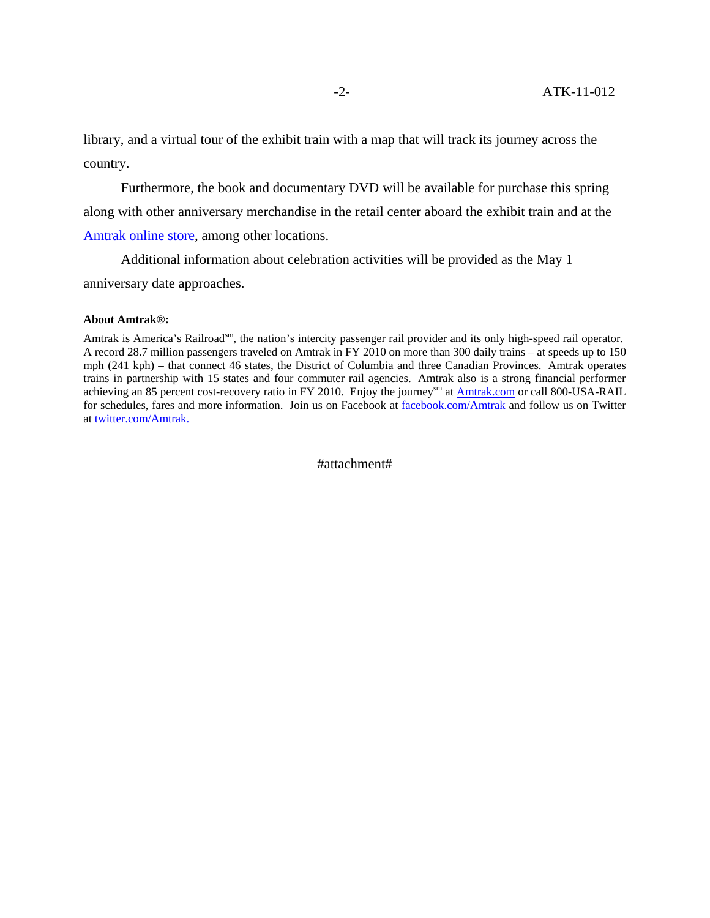library, and a virtual tour of the exhibit train with a map that will track its journey across the country.

Furthermore, the book and documentary DVD will be available for purchase this spring along with other anniversary merchandise in the retail center aboard the exhibit train and at the Amtrak online store, among other locations.

Additional information about celebration activities will be provided as the May 1 anniversary date approaches.

**About Amtrak®:**

Amtrak is America's Railroad[sm], the nation's intercity passenger rail provider and its only high-speed rail operator. A record 28.7 million passengers traveled on Amtrak in FY 2010 on more than 300 daily trains – at speeds up to 150 mph (241 kph) – that connect 46 states, the District of Columbia and three Canadian Provinces. Amtrak operates trains in partnership with 15 states and four commuter rail agencies. Amtrak also is a strong financial performer achieving an 85 percent cost-recovery ratio in FY 2010. Enjoy the journey[sm] at Amtrak.com or call 800-USA-RAIL for schedules, fares and more information. Join us on Facebook at facebook.com/Amtrak and follow us on Twitter at twitter.com/Amtrak.

#attachment#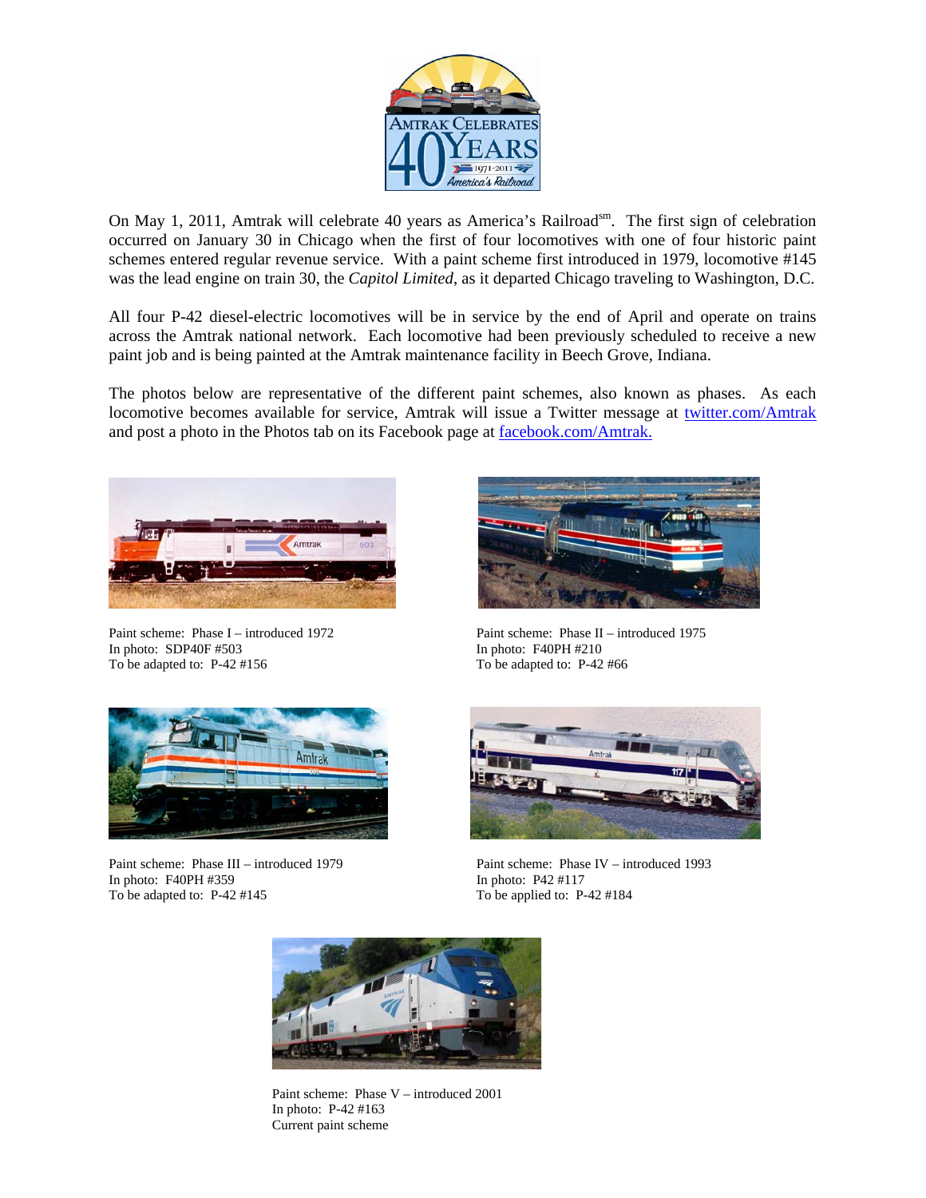On May 1, 2011, Amtrak will celebrate 40 years as America's Railroad[sm]. The first sign of celebration occurred on January 30 in Chicago when the first of four locomotives with one of four historic paint schemes entered regular revenue service. With a paint scheme first introduced in 1979, locomotive #145 was the lead engine on train 30, the *Capitol Limited*, as it departed Chicago traveling to Washington, D.C.

All four P-42 diesel-electric locomotives will be in service by the end of April and operate on trains across the Amtrak national network. Each locomotive had been previously scheduled to receive a new paint job and is being painted at the Amtrak maintenance facility in Beech Grove, Indiana.

The photos below are representative of the different paint schemes, also known as phases. As each locomotive becomes available for service, Amtrak will issue a Twitter message at twitter.com/Amtrak and post a photo in the Photos tab on its Facebook page at facebook.com/Amtrak.

Paint scheme: Phase I – introduced 1972
In photo: SDP40F #503
To be adapted to: P-42 #156

Paint scheme: Phase II – introduced 1975
In photo: F40PH #210
To be adapted to: P-42 #66

Paint scheme: Phase III – introduced 1979
In photo: F40PH #359
To be adapted to: P-42 #145

Paint scheme: Phase IV – introduced 1993
In photo: P42 #117
To be applied to: P-42 #184

Paint scheme: Phase V – introduced 2001
In photo: P-42 #163
Current paint scheme